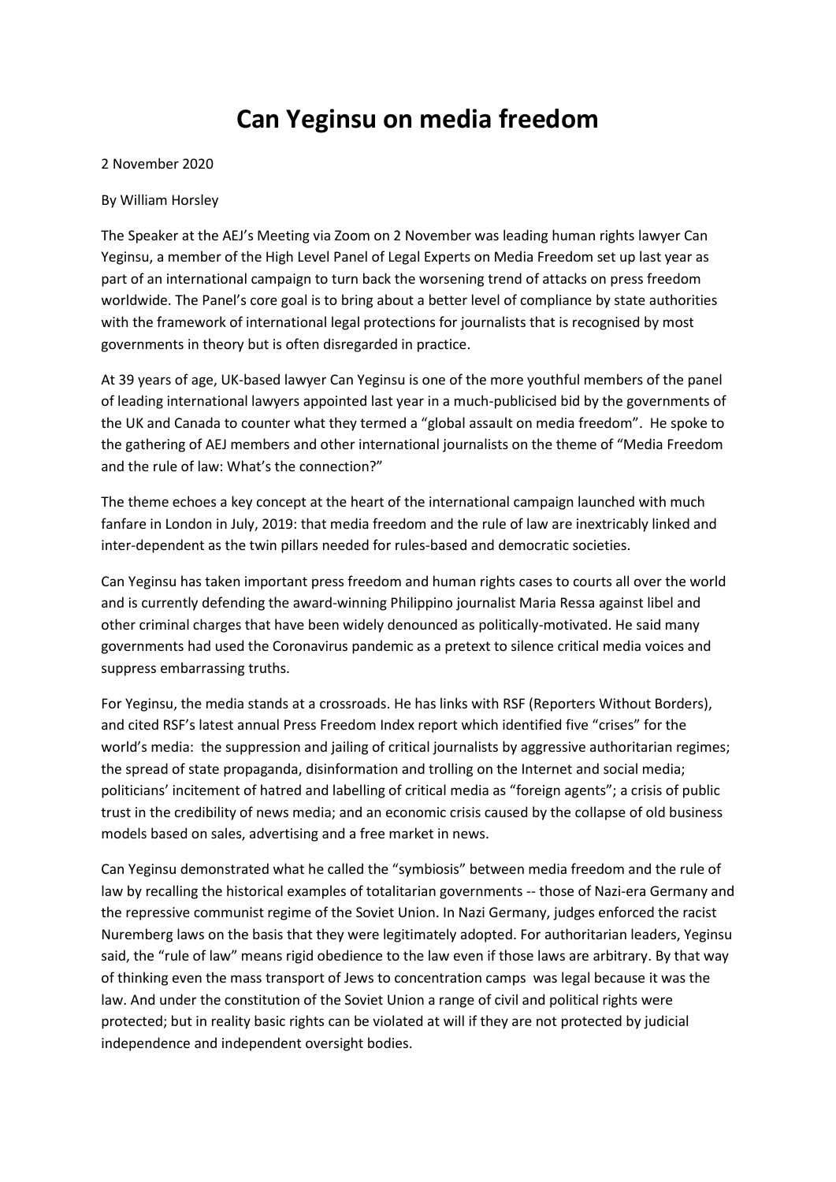# Can Yeginsu on media freedom

2 November 2020

By William Horsley

The Speaker at the AEJ's Meeting via Zoom on 2 November was leading human rights lawyer Can Yeginsu, a member of the High Level Panel of Legal Experts on Media Freedom set up last year as part of an international campaign to turn back the worsening trend of attacks on press freedom worldwide. The Panel's core goal is to bring about a better level of compliance by state authorities with the framework of international legal protections for journalists that is recognised by most governments in theory but is often disregarded in practice.

At 39 years of age, UK-based lawyer Can Yeginsu is one of the more youthful members of the panel of leading international lawyers appointed last year in a much-publicised bid by the governments of the UK and Canada to counter what they termed a "global assault on media freedom". He spoke to the gathering of AEJ members and other international journalists on the theme of "Media Freedom and the rule of law: What's the connection?"

The theme echoes a key concept at the heart of the international campaign launched with much fanfare in London in July, 2019: that media freedom and the rule of law are inextricably linked and inter-dependent as the twin pillars needed for rules-based and democratic societies.

Can Yeginsu has taken important press freedom and human rights cases to courts all over the world and is currently defending the award-winning Philippino journalist Maria Ressa against libel and other criminal charges that have been widely denounced as politically-motivated. He said many governments had used the Coronavirus pandemic as a pretext to silence critical media voices and suppress embarrassing truths.

For Yeginsu, the media stands at a crossroads. He has links with RSF (Reporters Without Borders), and cited RSF's latest annual Press Freedom Index report which identified five "crises" for the world's media: the suppression and jailing of critical journalists by aggressive authoritarian regimes; the spread of state propaganda, disinformation and trolling on the Internet and social media; politicians' incitement of hatred and labelling of critical media as "foreign agents"; a crisis of public trust in the credibility of news media; and an economic crisis caused by the collapse of old business models based on sales, advertising and a free market in news.

Can Yeginsu demonstrated what he called the "symbiosis" between media freedom and the rule of law by recalling the historical examples of totalitarian governments -- those of Nazi-era Germany and the repressive communist regime of the Soviet Union. In Nazi Germany, judges enforced the racist Nuremberg laws on the basis that they were legitimately adopted. For authoritarian leaders, Yeginsu said, the "rule of law" means rigid obedience to the law even if those laws are arbitrary. By that way of thinking even the mass transport of Jews to concentration camps was legal because it was the law. And under the constitution of the Soviet Union a range of civil and political rights were protected; but in reality basic rights can be violated at will if they are not protected by judicial independence and independent oversight bodies.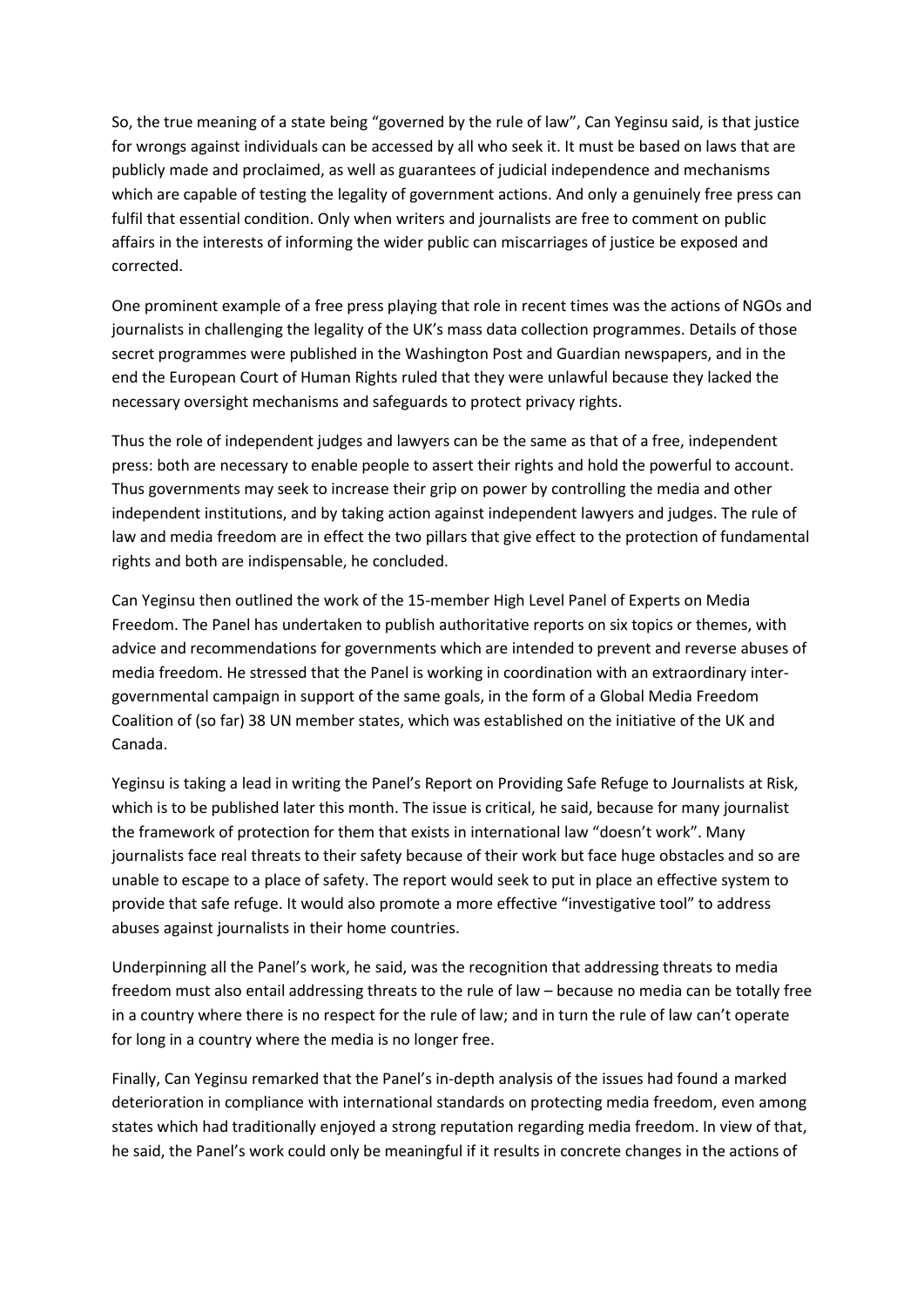So, the true meaning of a state being "governed by the rule of law", Can Yeginsu said, is that justice for wrongs against individuals can be accessed by all who seek it. It must be based on laws that are publicly made and proclaimed, as well as guarantees of judicial independence and mechanisms which are capable of testing the legality of government actions. And only a genuinely free press can fulfil that essential condition. Only when writers and journalists are free to comment on public affairs in the interests of informing the wider public can miscarriages of justice be exposed and corrected.

One prominent example of a free press playing that role in recent times was the actions of NGOs and journalists in challenging the legality of the UK's mass data collection programmes. Details of those secret programmes were published in the Washington Post and Guardian newspapers, and in the end the European Court of Human Rights ruled that they were unlawful because they lacked the necessary oversight mechanisms and safeguards to protect privacy rights.

Thus the role of independent judges and lawyers can be the same as that of a free, independent press: both are necessary to enable people to assert their rights and hold the powerful to account. Thus governments may seek to increase their grip on power by controlling the media and other independent institutions, and by taking action against independent lawyers and judges. The rule of law and media freedom are in effect the two pillars that give effect to the protection of fundamental rights and both are indispensable, he concluded.

Can Yeginsu then outlined the work of the 15-member High Level Panel of Experts on Media Freedom. The Panel has undertaken to publish authoritative reports on six topics or themes, with advice and recommendations for governments which are intended to prevent and reverse abuses of media freedom. He stressed that the Panel is working in coordination with an extraordinary inter-governmental campaign in support of the same goals, in the form of a Global Media Freedom Coalition of (so far) 38 UN member states, which was established on the initiative of the UK and Canada.

Yeginsu is taking a lead in writing the Panel's Report on Providing Safe Refuge to Journalists at Risk, which is to be published later this month. The issue is critical, he said, because for many journalist the framework of protection for them that exists in international law "doesn't work". Many journalists face real threats to their safety because of their work but face huge obstacles and so are unable to escape to a place of safety. The report would seek to put in place an effective system to provide that safe refuge. It would also promote a more effective "investigative tool" to address abuses against journalists in their home countries.

Underpinning all the Panel's work, he said, was the recognition that addressing threats to media freedom must also entail addressing threats to the rule of law – because no media can be totally free in a country where there is no respect for the rule of law; and in turn the rule of law can't operate for long in a country where the media is no longer free.

Finally, Can Yeginsu remarked that the Panel's in-depth analysis of the issues had found a marked deterioration in compliance with international standards on protecting media freedom, even among states which had traditionally enjoyed a strong reputation regarding media freedom. In view of that, he said, the Panel's work could only be meaningful if it results in concrete changes in the actions of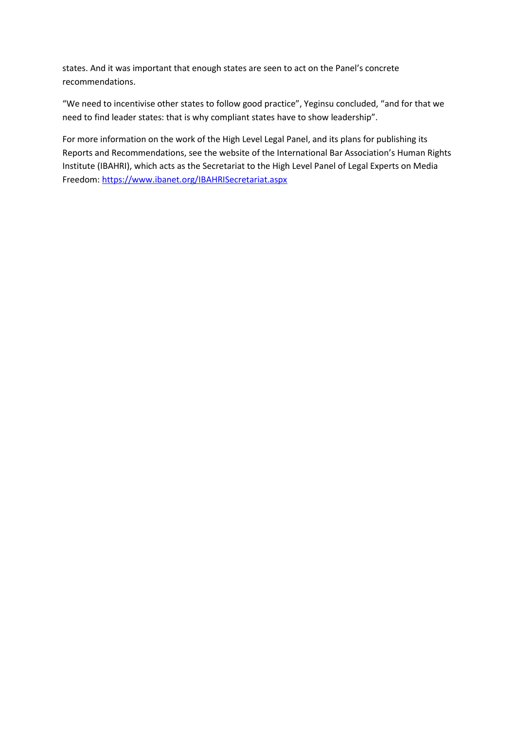states. And it was important that enough states are seen to act on the Panel's concrete recommendations.

"We need to incentivise other states to follow good practice", Yeginsu concluded, "and for that we need to find leader states: that is why compliant states have to show leadership".

For more information on the work of the High Level Legal Panel, and its plans for publishing its Reports and Recommendations, see the website of the International Bar Association's Human Rights Institute (IBAHRI), which acts as the Secretariat to the High Level Panel of Legal Experts on Media Freedom: [https://www.ibanet.org/IBAHRISecretariat.aspx](https://www.ibanet.org/IBAHRISecretariat.aspx)